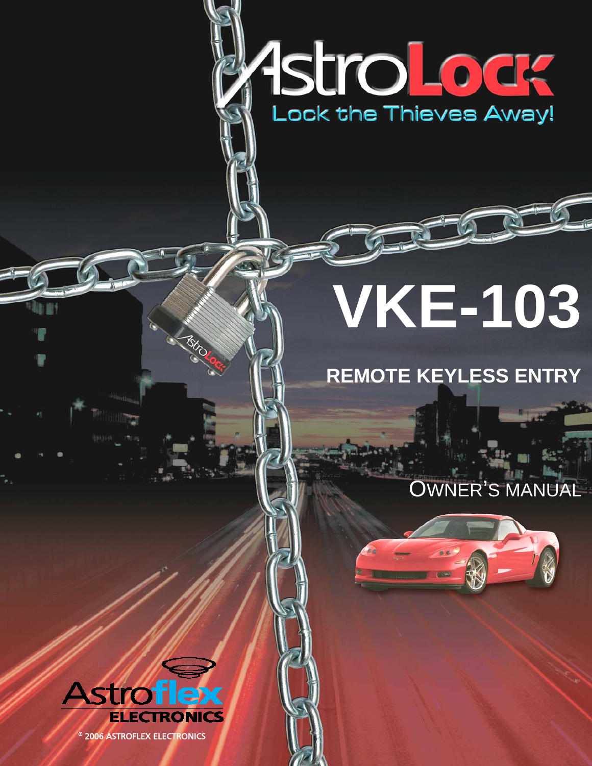# AstroLock

Lock the Thieves Away!

# VKE-103

## REMOTE KEYLESS ENTRY

OWNER'S MANUAL

Astroflex ELECTRONICS

® 2006 ASTROFLEX ELECTRONICS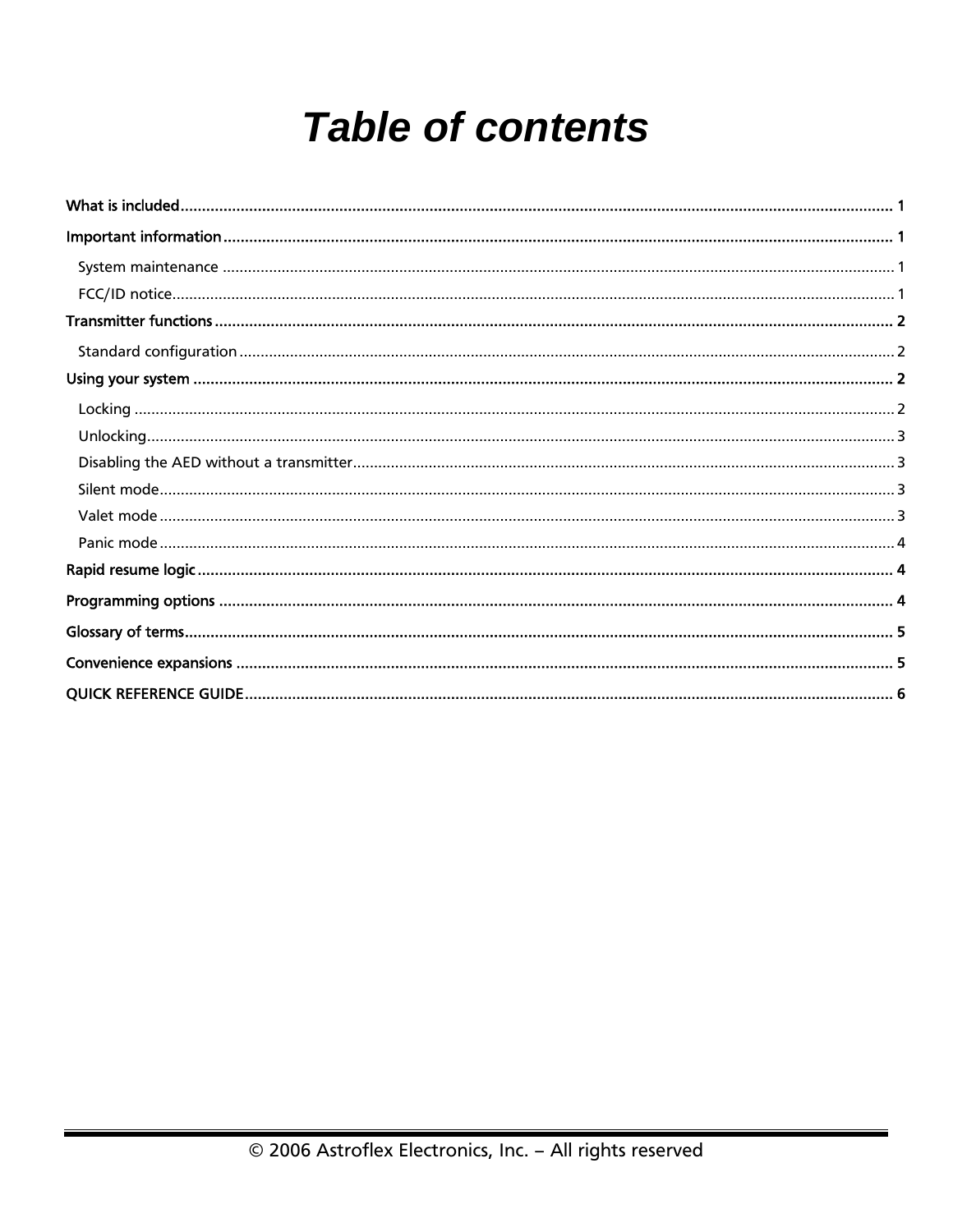# *Table of contents*

**What is included** ........ 1

**Important information** ........ 1

- System maintenance ........ 1
- FCC/ID notice ........ 1

**Transmitter functions** ........ 2

- Standard configuration ........ 2

**Using your system** ........ 2

- Locking ........ 2
- Unlocking ........ 3
- Disabling the AED without a transmitter ........ 3
- Silent mode ........ 3
- Valet mode ........ 3
- Panic mode ........ 4

**Rapid resume logic** ........ 4

**Programming options** ........ 4

**Glossary of terms** ........ 5

**Convenience expansions** ........ 5

**QUICK REFERENCE GUIDE** ........ 6

© 2006 Astroflex Electronics, Inc. – All rights reserved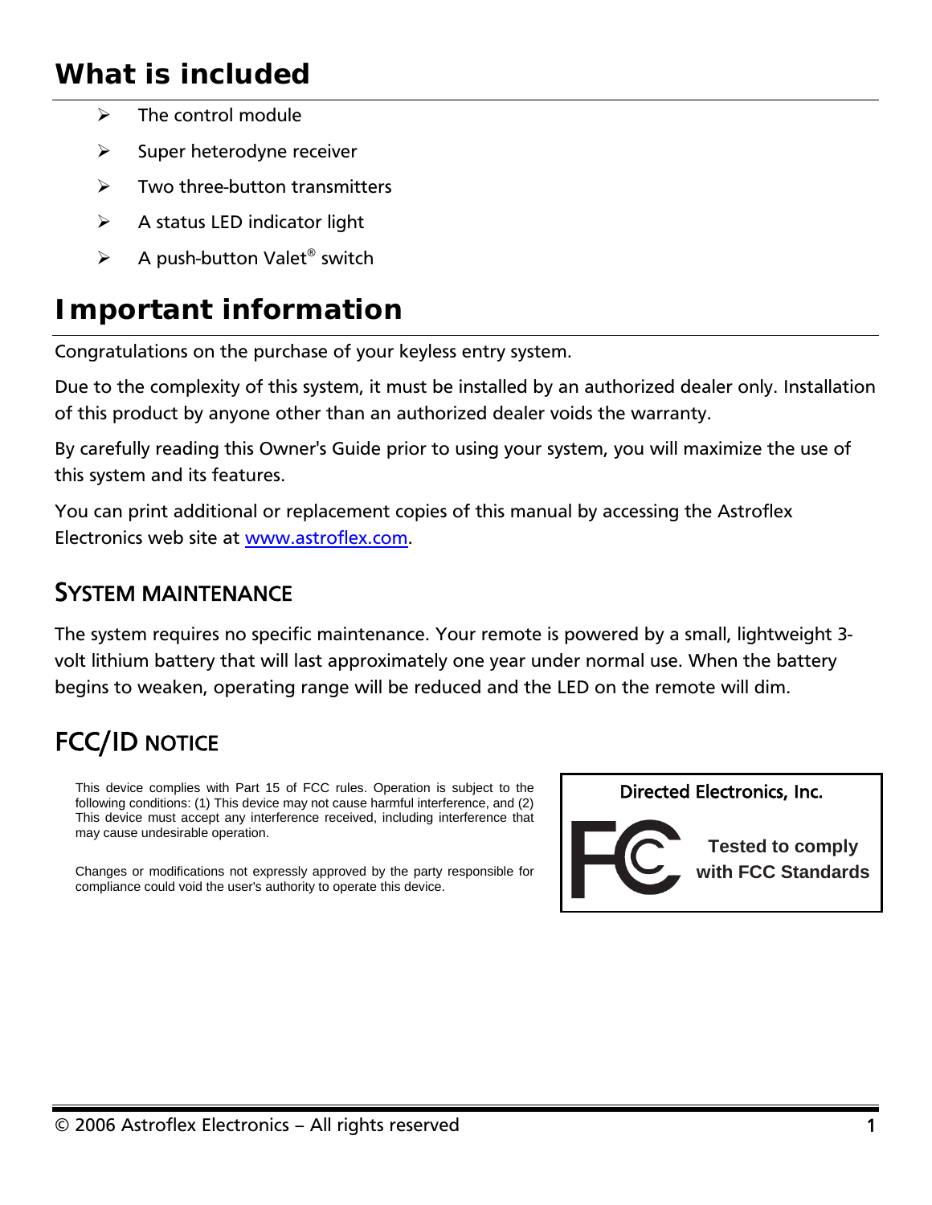# What is included

- The control module
- Super heterodyne receiver
- Two three-button transmitters
- A status LED indicator light
- A push-button Valet® switch

# Important information

Congratulations on the purchase of your keyless entry system.

Due to the complexity of this system, it must be installed by an authorized dealer only. Installation of this product by anyone other than an authorized dealer voids the warranty.

By carefully reading this Owner's Guide prior to using your system, you will maximize the use of this system and its features.

You can print additional or replacement copies of this manual by accessing the Astroflex Electronics web site at www.astroflex.com.

## System maintenance

The system requires no specific maintenance. Your remote is powered by a small, lightweight 3-volt lithium battery that will last approximately one year under normal use. When the battery begins to weaken, operating range will be reduced and the LED on the remote will dim.

## FCC/ID notice

This device complies with Part 15 of FCC rules. Operation is subject to the following conditions: (1) This device may not cause harmful interference, and (2) This device must accept any interference received, including interference that may cause undesirable operation.

Changes or modifications not expressly approved by the party responsible for compliance could void the user's authority to operate this device.

Directed Electronics, Inc.

**Tested to comply with FCC Standards**

© 2006 Astroflex Electronics – All rights reserved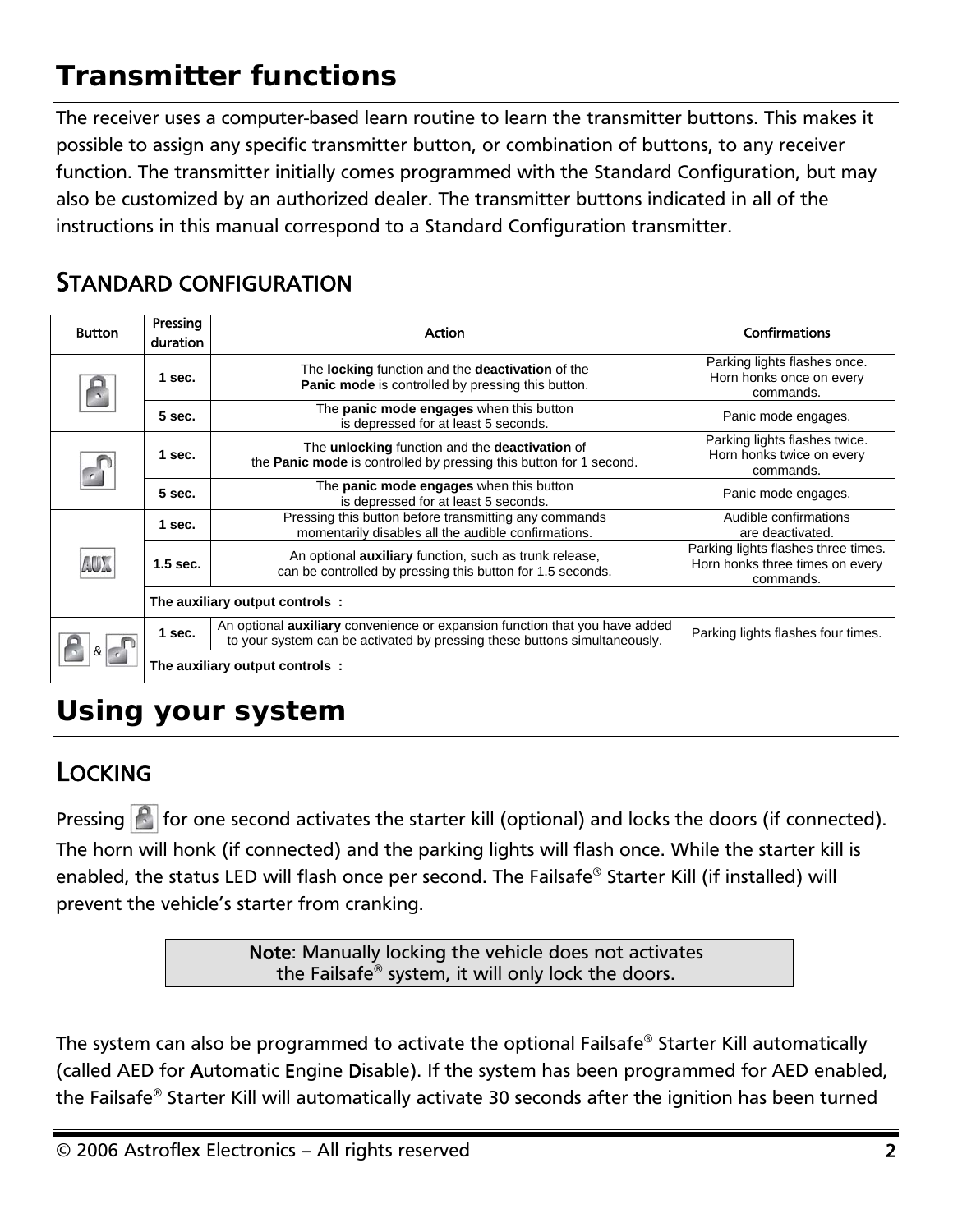# Transmitter functions

The receiver uses a computer-based learn routine to learn the transmitter buttons. This makes it possible to assign any specific transmitter button, or combination of buttons, to any receiver function. The transmitter initially comes programmed with the Standard Configuration, but may also be customized by an authorized dealer. The transmitter buttons indicated in all of the instructions in this manual correspond to a Standard Configuration transmitter.

## STANDARD CONFIGURATION

| Button | Pressing duration | Action | Confirmations |
|---|---|---|---|
| Lock | 1 sec. | The **locking** function and the **deactivation** of the **Panic mode** is controlled by pressing this button. | Parking lights flashes once. Horn honks once on every commands. |
| | 5 sec. | The **panic mode engages** when this button is depressed for at least 5 seconds. | Panic mode engages. |
| Unlock | 1 sec. | The **unlocking** function and the **deactivation** of the **Panic mode** is controlled by pressing this button for 1 second. | Parking lights flashes twice. Horn honks twice on every commands. |
| | 5 sec. | The **panic mode engages** when this button is depressed for at least 5 seconds. | Panic mode engages. |
| AUX | 1 sec. | Pressing this button before transmitting any commands momentarily disables all the audible confirmations. | Audible confirmations are deactivated. |
| | 1.5 sec. | An optional **auxiliary** function, such as trunk release, can be controlled by pressing this button for 1.5 seconds. | Parking lights flashes three times. Horn honks three times on every commands. |
| | **The auxiliary output controls :** | | |
| Lock & Unlock | 1 sec. | An optional **auxiliary** convenience or expansion function that you have added to your system can be activated by pressing these buttons simultaneously. | Parking lights flashes four times. |
| | **The auxiliary output controls :** | | |

# Using your system

## LOCKING

Pressing [Lock] for one second activates the starter kill (optional) and locks the doors (if connected). The horn will honk (if connected) and the parking lights will flash once. While the starter kill is enabled, the status LED will flash once per second. The Failsafe® Starter Kill (if installed) will prevent the vehicle's starter from cranking.

> **Note**: Manually locking the vehicle does not activates the Failsafe® system, it will only lock the doors.

The system can also be programmed to activate the optional Failsafe® Starter Kill automatically (called AED for **A**utomatic **E**ngine **D**isable). If the system has been programmed for AED enabled, the Failsafe® Starter Kill will automatically activate 30 seconds after the ignition has been turned

© 2006 Astroflex Electronics – All rights reserved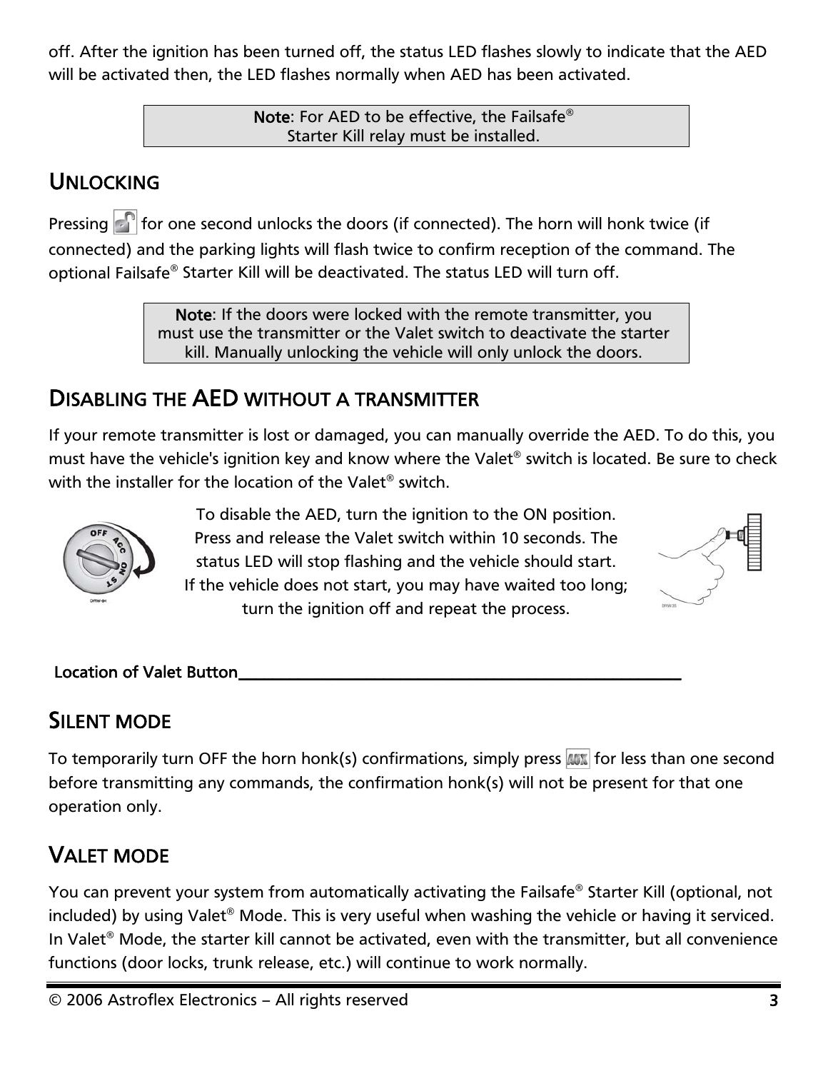off. After the ignition has been turned off, the status LED flashes slowly to indicate that the AED will be activated then, the LED flashes normally when AED has been activated.

> **Note**: For AED to be effective, the Failsafe® Starter Kill relay must be installed.

## UNLOCKING

Pressing for one second unlocks the doors (if connected). The horn will honk twice (if connected) and the parking lights will flash twice to confirm reception of the command. The optional Failsafe® Starter Kill will be deactivated. The status LED will turn off.

> **Note**: If the doors were locked with the remote transmitter, you must use the transmitter or the Valet switch to deactivate the starter kill. Manually unlocking the vehicle will only unlock the doors.

## DISABLING THE AED WITHOUT A TRANSMITTER

If your remote transmitter is lost or damaged, you can manually override the AED. To do this, you must have the vehicle's ignition key and know where the Valet® switch is located. Be sure to check with the installer for the location of the Valet® switch.

To disable the AED, turn the ignition to the ON position. Press and release the Valet switch within 10 seconds. The status LED will stop flashing and the vehicle should start. If the vehicle does not start, you may have waited too long; turn the ignition off and repeat the process.

**Location of Valet Button**______________________________________________________

## SILENT MODE

To temporarily turn OFF the horn honk(s) confirmations, simply press AUX for less than one second before transmitting any commands, the confirmation honk(s) will not be present for that one operation only.

## VALET MODE

You can prevent your system from automatically activating the Failsafe® Starter Kill (optional, not included) by using Valet® Mode. This is very useful when washing the vehicle or having it serviced. In Valet® Mode, the starter kill cannot be activated, even with the transmitter, but all convenience functions (door locks, trunk release, etc.) will continue to work normally.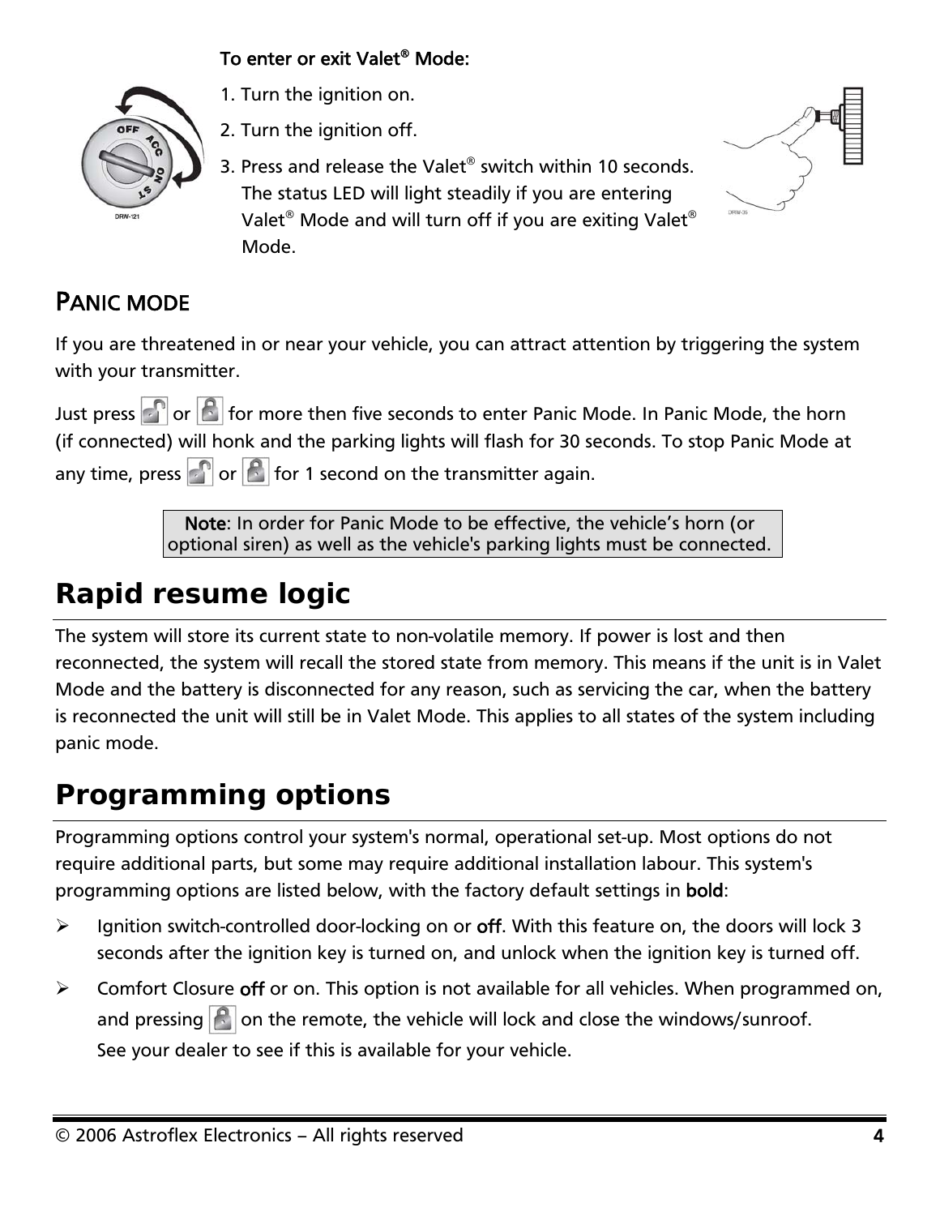**To enter or exit Valet® Mode:**

1. Turn the ignition on.
2. Turn the ignition off.
3. Press and release the Valet® switch within 10 seconds. The status LED will light steadily if you are entering Valet® Mode and will turn off if you are exiting Valet® Mode.

### PANIC MODE

If you are threatened in or near your vehicle, you can attract attention by triggering the system with your transmitter.

Just press or for more then five seconds to enter Panic Mode. In Panic Mode, the horn (if connected) will honk and the parking lights will flash for 30 seconds. To stop Panic Mode at any time, press or for 1 second on the transmitter again.

> **Note**: In order for Panic Mode to be effective, the vehicle's horn (or optional siren) as well as the vehicle's parking lights must be connected.

## Rapid resume logic

The system will store its current state to non-volatile memory. If power is lost and then reconnected, the system will recall the stored state from memory. This means if the unit is in Valet Mode and the battery is disconnected for any reason, such as servicing the car, when the battery is reconnected the unit will still be in Valet Mode. This applies to all states of the system including panic mode.

## Programming options

Programming options control your system's normal, operational set-up. Most options do not require additional parts, but some may require additional installation labour. This system's programming options are listed below, with the factory default settings in **bold**:

- Ignition switch-controlled door-locking on or **off**. With this feature on, the doors will lock 3 seconds after the ignition key is turned on, and unlock when the ignition key is turned off.
- Comfort Closure **off** or on. This option is not available for all vehicles. When programmed on, and pressing on the remote, the vehicle will lock and close the windows/sunroof. See your dealer to see if this is available for your vehicle.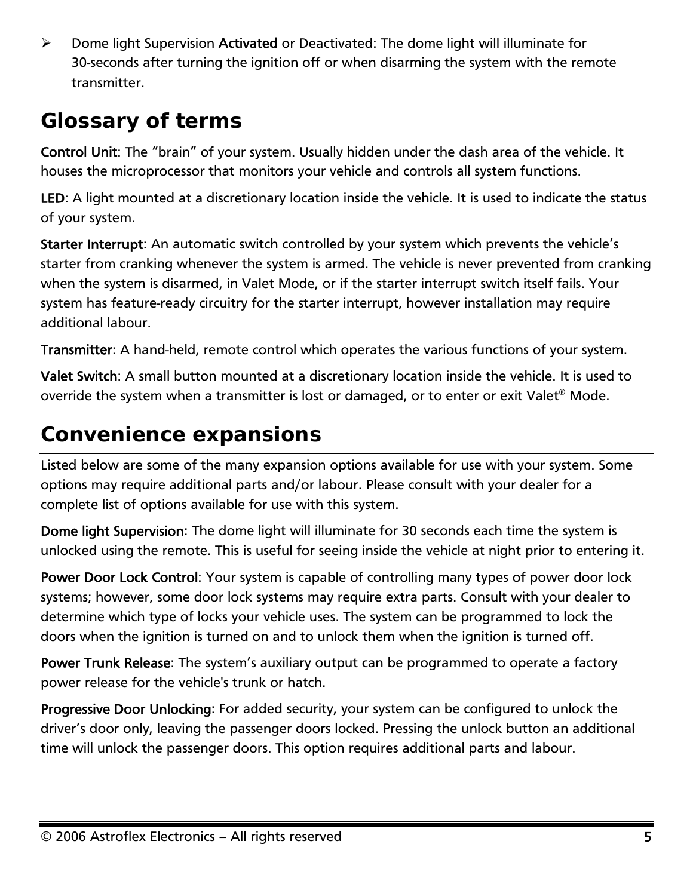- Dome light Supervision **Activated** or Deactivated: The dome light will illuminate for 30-seconds after turning the ignition off or when disarming the system with the remote transmitter.

## Glossary of terms

**Control Unit**: The "brain" of your system. Usually hidden under the dash area of the vehicle. It houses the microprocessor that monitors your vehicle and controls all system functions.

**LED**: A light mounted at a discretionary location inside the vehicle. It is used to indicate the status of your system.

**Starter Interrupt**: An automatic switch controlled by your system which prevents the vehicle's starter from cranking whenever the system is armed. The vehicle is never prevented from cranking when the system is disarmed, in Valet Mode, or if the starter interrupt switch itself fails. Your system has feature-ready circuitry for the starter interrupt, however installation may require additional labour.

**Transmitter**: A hand-held, remote control which operates the various functions of your system.

**Valet Switch**: A small button mounted at a discretionary location inside the vehicle. It is used to override the system when a transmitter is lost or damaged, or to enter or exit Valet® Mode.

## Convenience expansions

Listed below are some of the many expansion options available for use with your system. Some options may require additional parts and/or labour. Please consult with your dealer for a complete list of options available for use with this system.

**Dome light Supervision**: The dome light will illuminate for 30 seconds each time the system is unlocked using the remote. This is useful for seeing inside the vehicle at night prior to entering it.

**Power Door Lock Control**: Your system is capable of controlling many types of power door lock systems; however, some door lock systems may require extra parts. Consult with your dealer to determine which type of locks your vehicle uses. The system can be programmed to lock the doors when the ignition is turned on and to unlock them when the ignition is turned off.

**Power Trunk Release**: The system's auxiliary output can be programmed to operate a factory power release for the vehicle's trunk or hatch.

**Progressive Door Unlocking**: For added security, your system can be configured to unlock the driver's door only, leaving the passenger doors locked. Pressing the unlock button an additional time will unlock the passenger doors. This option requires additional parts and labour.

© 2006 Astroflex Electronics – All rights reserved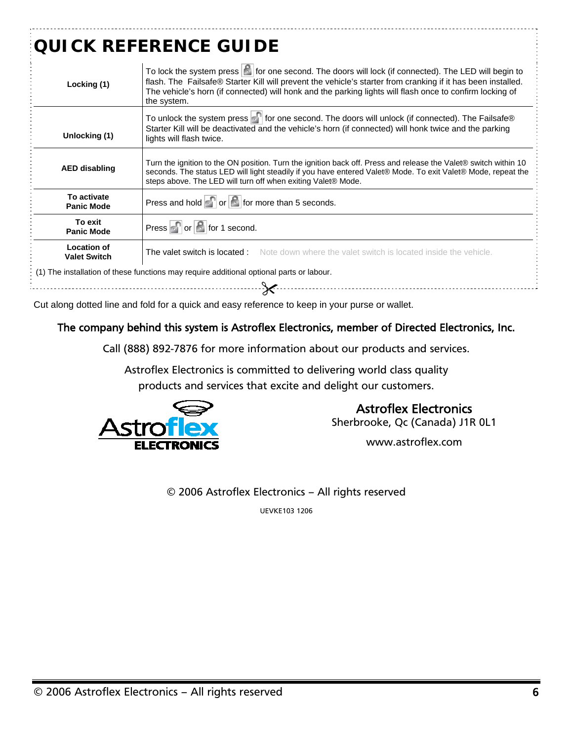# QUICK REFERENCE GUIDE

| | |
|---|---|
| **Locking (1)** | To lock the system press [lock] for one second. The doors will lock (if connected). The LED will begin to flash. The Failsafe® Starter Kill will prevent the vehicle's starter from cranking if it has been installed. The vehicle's horn (if connected) will honk and the parking lights will flash once to confirm locking of the system. |
| **Unlocking (1)** | To unlock the system press [unlock] for one second. The doors will unlock (if connected). The Failsafe® Starter Kill will be deactivated and the vehicle's horn (if connected) will honk twice and the parking lights will flash twice. |
| **AED disabling** | Turn the ignition to the ON position. Turn the ignition back off. Press and release the Valet® switch within 10 seconds. The status LED will light steadily if you have entered Valet® Mode. To exit Valet® Mode, repeat the steps above. The LED will turn off when exiting Valet® Mode. |
| **To activate Panic Mode** | Press and hold [unlock] or [lock] for more than 5 seconds. |
| **To exit Panic Mode** | Press [unlock] or [lock] for 1 second. |
| **Location of Valet Switch** | The valet switch is located : Note down where the valet switch is located inside the vehicle. |

(1) The installation of these functions may require additional optional parts or labour.

Cut along dotted line and fold for a quick and easy reference to keep in your purse or wallet.

**The company behind this system is Astroflex Electronics, member of Directed Electronics, Inc.**

Call (888) 892-7876 for more information about our products and services.

Astroflex Electronics is committed to delivering world class quality products and services that excite and delight our customers.

Astroflex ELECTRONICS

**Astroflex Electronics**
Sherbrooke, Qc (Canada) J1R 0L1

www.astroflex.com

© 2006 Astroflex Electronics – All rights reserved

UEVKE103 1206